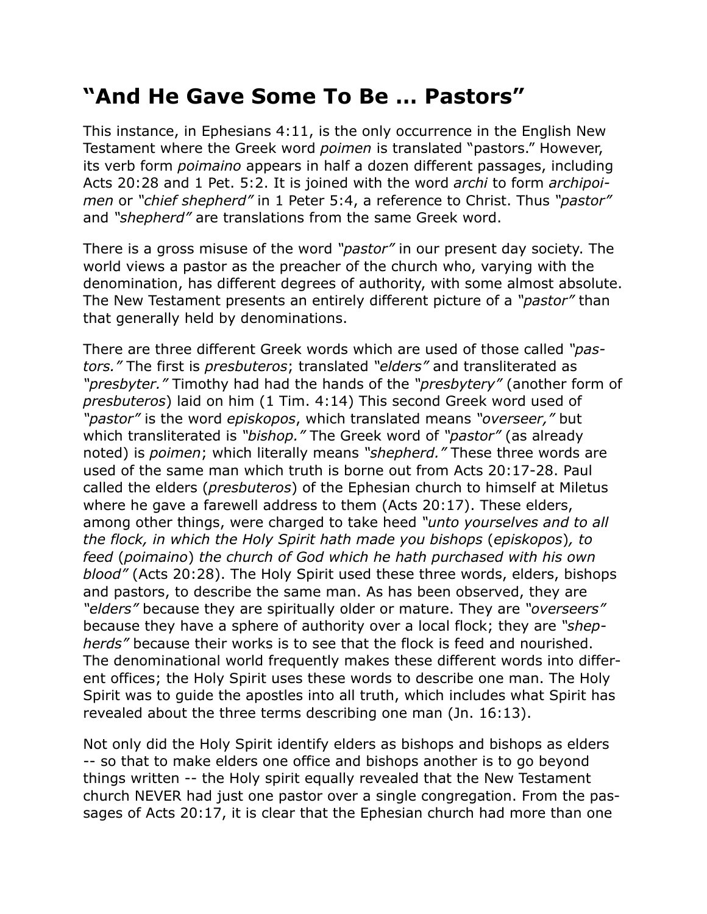# "And He Gave Some To Be … Pastors"

This instance, in Ephesians 4:11, is the only occurrence in the English New Testament where the Greek word *poimen* is translated "pastors." However, its verb form *poimaino* appears in half a dozen different passages, including Acts 20:28 and 1 Pet. 5:2. It is joined with the word *archi* to form *archipoimen* or *"chief shepherd"* in 1 Peter 5:4, a reference to Christ. Thus *"pastor"* and *"shepherd"* are translations from the same Greek word.

There is a gross misuse of the word *"pastor"* in our present day society. The world views a pastor as the preacher of the church who, varying with the denomination, has different degrees of authority, with some almost absolute. The New Testament presents an entirely different picture of a *"pastor"* than that generally held by denominations.

There are three different Greek words which are used of those called *"pastors."* The first is *presbuteros*; translated *"elders"* and transliterated as *"presbyter."* Timothy had had the hands of the *"presbytery"* (another form of *presbuteros*) laid on him (1 Tim. 4:14) This second Greek word used of *"pastor"* is the word *episkopos*, which translated means *"overseer,"* but which transliterated is *"bishop."* The Greek word of *"pastor"* (as already noted) is *poimen*; which literally means *"shepherd."* These three words are used of the same man which truth is borne out from Acts 20:17-28. Paul called the elders (*presbuteros*) of the Ephesian church to himself at Miletus where he gave a farewell address to them (Acts 20:17). These elders, among other things, were charged to take heed *"unto yourselves and to all the flock, in which the Holy Spirit hath made you bishops* (*episkopos*)*, to feed* (*poimaino*) *the church of God which he hath purchased with his own blood"* (Acts 20:28). The Holy Spirit used these three words, elders, bishops and pastors, to describe the same man. As has been observed, they are *"elders"* because they are spiritually older or mature. They are *"overseers"* because they have a sphere of authority over a local flock; they are *"shepherds"* because their works is to see that the flock is feed and nourished. The denominational world frequently makes these different words into different offices; the Holy Spirit uses these words to describe one man. The Holy Spirit was to guide the apostles into all truth, which includes what Spirit has revealed about the three terms describing one man (Jn. 16:13).

Not only did the Holy Spirit identify elders as bishops and bishops as elders -- so that to make elders one office and bishops another is to go beyond things written -- the Holy spirit equally revealed that the New Testament church NEVER had just one pastor over a single congregation. From the passages of Acts 20:17, it is clear that the Ephesian church had more than one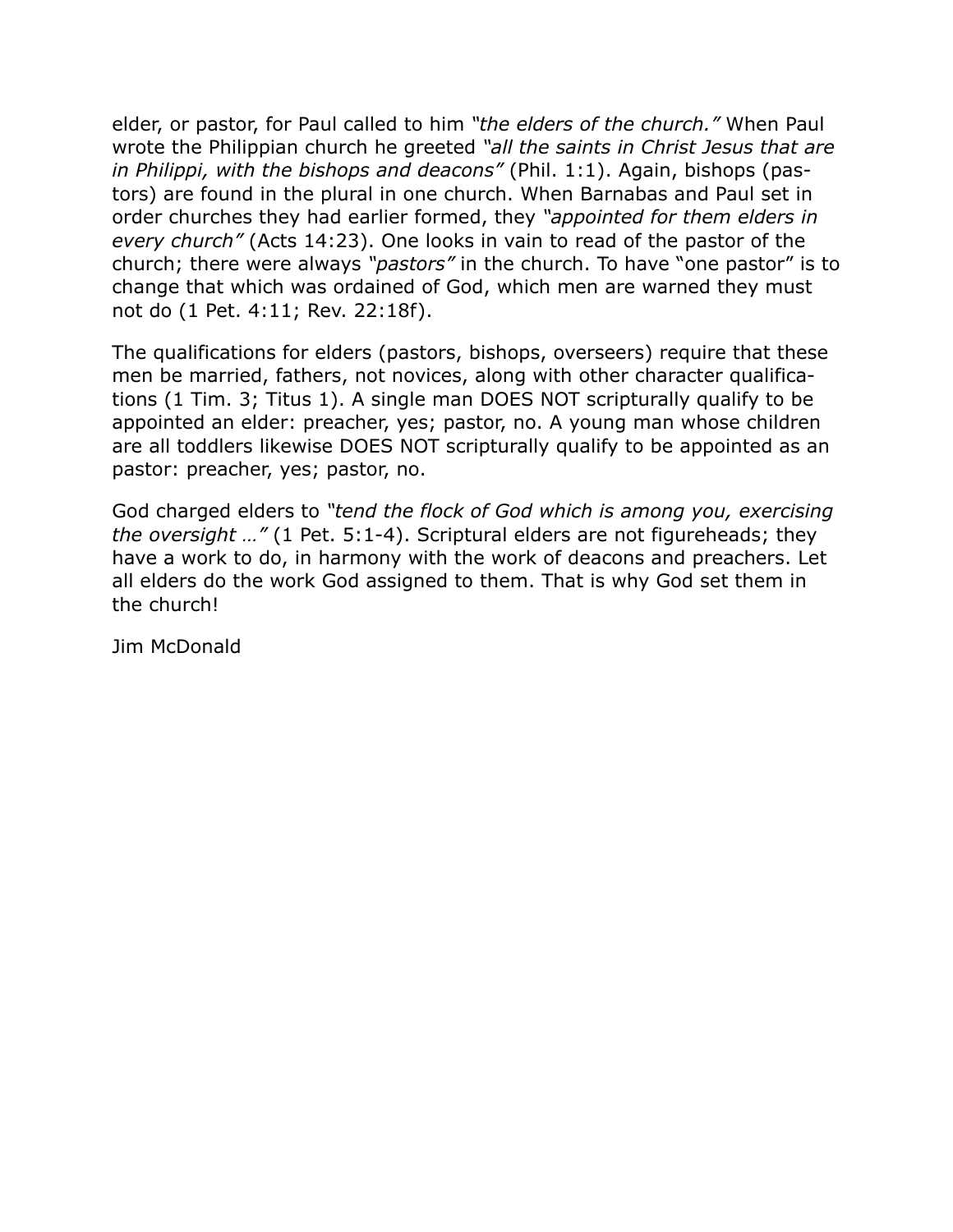elder, or pastor, for Paul called to him *"the elders of the church."* When Paul wrote the Philippian church he greeted *"all the saints in Christ Jesus that are in Philippi, with the bishops and deacons"* (Phil. 1:1). Again, bishops (pastors) are found in the plural in one church. When Barnabas and Paul set in order churches they had earlier formed, they *"appointed for them elders in every church"* (Acts 14:23). One looks in vain to read of the pastor of the church; there were always *"pastors"* in the church. To have "one pastor" is to change that which was ordained of God, which men are warned they must not do (1 Pet. 4:11; Rev. 22:18f).

The qualifications for elders (pastors, bishops, overseers) require that these men be married, fathers, not novices, along with other character qualifications (1 Tim. 3; Titus 1). A single man DOES NOT scripturally qualify to be appointed an elder: preacher, yes; pastor, no. A young man whose children are all toddlers likewise DOES NOT scripturally qualify to be appointed as an pastor: preacher, yes; pastor, no.

God charged elders to *"tend the flock of God which is among you, exercising the oversight …"* (1 Pet. 5:1-4). Scriptural elders are not figureheads; they have a work to do, in harmony with the work of deacons and preachers. Let all elders do the work God assigned to them. That is why God set them in the church!

Jim McDonald